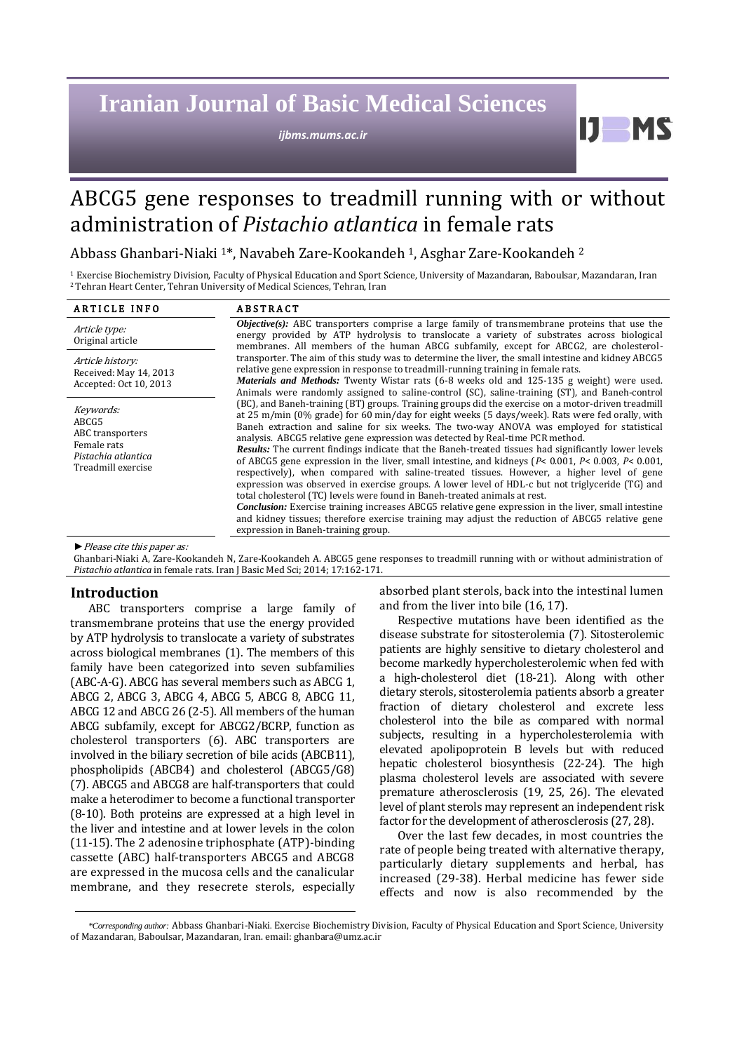# ABCG5 gene responses to treadmill running with or without administration of *Pistachio atlantica* in female rats

Abbass Ghanbari-Niaki [1]*, Navabeh Zare-Kookandeh [1], Asghar Zare-Kookandeh [2]

[1] Exercise Biochemistry Division, Faculty of Physical Education and Sport Science, University of Mazandaran, Baboulsar, Mazandaran, Iran
[2] Tehran Heart Center, Tehran University of Medical Sciences, Tehran, Iran

**ARTICLE INFO**

*Article type:*
Original article

*Article history:*
Received: May 14, 2013
Accepted: Oct 10, 2013

*Keywords:*
ABCG5
ABC transporters
Female rats
*Pistachia atlantica*
Treadmill exercise

**ABSTRACT**

***Objective(s):*** ABC transporters comprise a large family of transmembrane proteins that use the energy provided by ATP hydrolysis to translocate a variety of substrates across biological membranes. All members of the human ABCG subfamily, except for ABCG2, are cholesterol-transporter. The aim of this study was to determine the liver, the small intestine and kidney ABCG5 relative gene expression in response to treadmill-running training in female rats.

***Materials and Methods:*** Twenty Wistar rats (6-8 weeks old and 125-135 g weight) were used. Animals were randomly assigned to saline-control (SC), saline-training (ST), and Baneh-control (BC), and Baneh-training (BT) groups. Training groups did the exercise on a motor-driven treadmill at 25 m/min (0% grade) for 60 min/day for eight weeks (5 days/week). Rats were fed orally, with Baneh extraction and saline for six weeks. The two-way ANOVA was employed for statistical analysis. ABCG5 relative gene expression was detected by Real-time PCR method.

***Results:*** The current findings indicate that the Baneh-treated tissues had significantly lower levels of ABCG5 gene expression in the liver, small intestine, and kidneys ($P< 0.001$, $P< 0.003$, $P< 0.001$, respectively), when compared with saline-treated tissues. However, a higher level of gene expression was observed in exercise groups. A lower level of HDL-c but not triglyceride (TG) and total cholesterol (TC) levels were found in Baneh-treated animals at rest.

***Conclusion:*** Exercise training increases ABCG5 relative gene expression in the liver, small intestine and kidney tissues; therefore exercise training may adjust the reduction of ABCG5 relative gene expression in Baneh-training group.

► *Please cite this paper as:*
Ghanbari-Niaki A, Zare-Kookandeh N, Zare-Kookandeh A. ABCG5 gene responses to treadmill running with or without administration of *Pistachio atlantica* in female rats. Iran J Basic Med Sci; 2014; 17:162-171.

## Introduction

ABC transporters comprise a large family of transmembrane proteins that use the energy provided by ATP hydrolysis to translocate a variety of substrates across biological membranes (1). The members of this family have been categorized into seven subfamilies (ABC-A-G). ABCG has several members such as ABCG 1, ABCG 2, ABCG 3, ABCG 4, ABCG 5, ABCG 8, ABCG 11, ABCG 12 and ABCG 26 (2-5). All members of the human ABCG subfamily, except for ABCG2/BCRP, function as cholesterol transporters (6). ABC transporters are involved in the biliary secretion of bile acids (ABCB11), phospholipids (ABCB4) and cholesterol (ABCG5/G8) (7). ABCG5 and ABCG8 are half-transporters that could make a heterodimer to become a functional transporter (8-10). Both proteins are expressed at a high level in the liver and intestine and at lower levels in the colon (11-15). The 2 adenosine triphosphate (ATP)-binding cassette (ABC) half-transporters ABCG5 and ABCG8 are expressed in the mucosa cells and the canalicular membrane, and they resecrete sterols, especially absorbed plant sterols, back into the intestinal lumen and from the liver into bile (16, 17).

Respective mutations have been identified as the disease substrate for sitosterolemia (7). Sitosterolemic patients are highly sensitive to dietary cholesterol and become markedly hypercholesterolemic when fed with a high-cholesterol diet (18-21). Along with other dietary sterols, sitosterolemia patients absorb a greater fraction of dietary cholesterol and excrete less cholesterol into the bile as compared with normal subjects, resulting in a hypercholesterolemia with elevated apolipoprotein B levels but with reduced hepatic cholesterol biosynthesis (22-24). The high plasma cholesterol levels are associated with severe premature atherosclerosis (19, 25, 26). The elevated level of plant sterols may represent an independent risk factor for the development of atherosclerosis (27, 28).

Over the last few decades, in most countries the rate of people being treated with alternative therapy, particularly dietary supplements and herbal, has increased (29-38). Herbal medicine has fewer side effects and now is also recommended by the

*Corresponding author:* Abbass Ghanbari-Niaki. Exercise Biochemistry Division, Faculty of Physical Education and Sport Science, University of Mazandaran, Baboulsar, Mazandaran, Iran. email: ghanbara@umz.ac.ir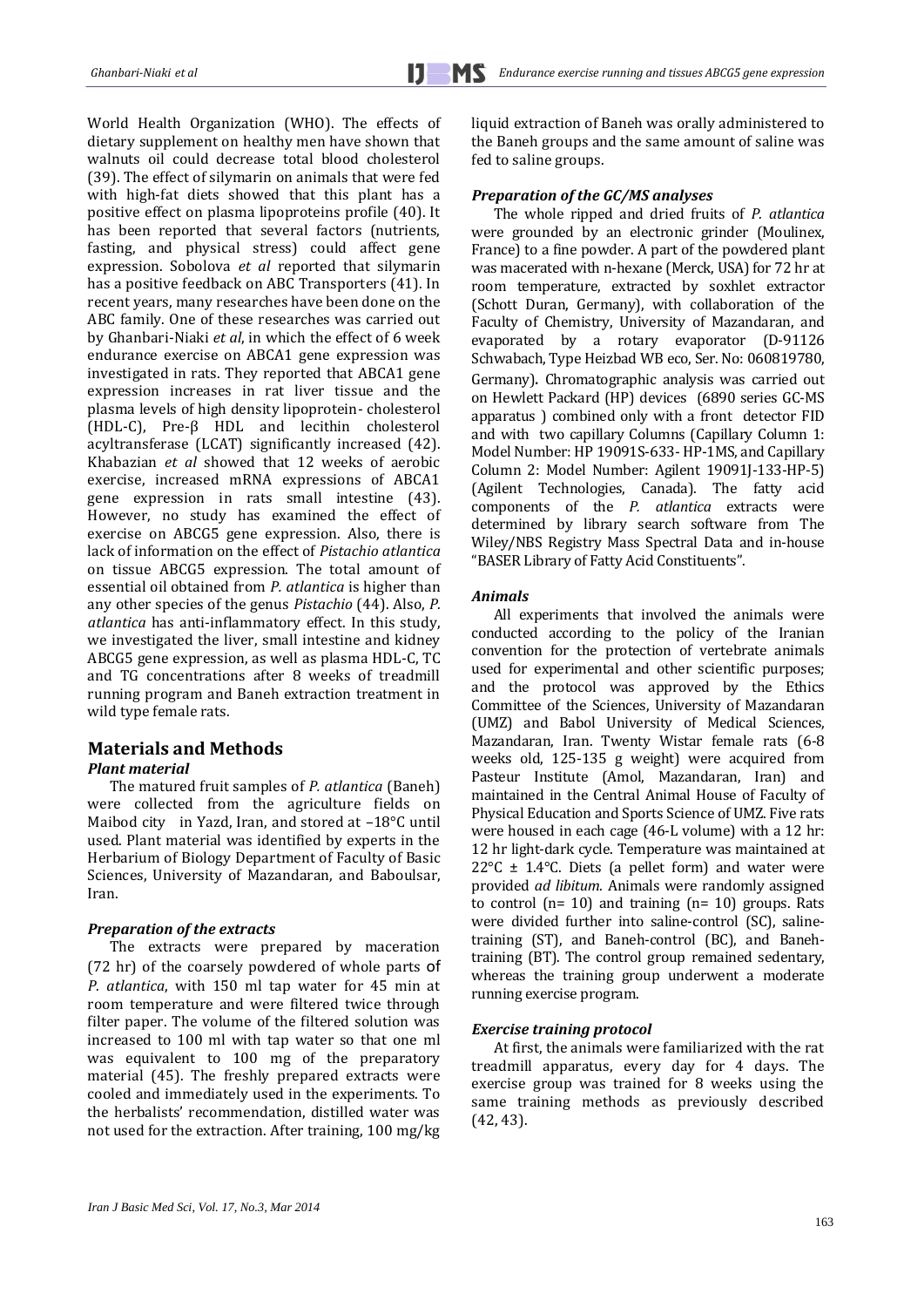World Health Organization (WHO). The effects of dietary supplement on healthy men have shown that walnuts oil could decrease total blood cholesterol (39). The effect of silymarin on animals that were fed with high-fat diets showed that this plant has a positive effect on plasma lipoproteins profile (40). It has been reported that several factors (nutrients, fasting, and physical stress) could affect gene expression. Sobolova *et al* reported that silymarin has a positive feedback on ABC Transporters (41). In recent years, many researches have been done on the ABC family. One of these researches was carried out by Ghanbari-Niaki *et al*, in which the effect of 6 week endurance exercise on ABCA1 gene expression was investigated in rats. They reported that ABCA1 gene expression increases in rat liver tissue and the plasma levels of high density lipoprotein- cholesterol (HDL-C), Pre-β HDL and lecithin cholesterol acyltransferase (LCAT) significantly increased (42). Khabazian *et al* showed that 12 weeks of aerobic exercise, increased mRNA expressions of ABCA1 gene expression in rats small intestine (43). However, no study has examined the effect of exercise on ABCG5 gene expression. Also, there is lack of information on the effect of *Pistachio atlantica* on tissue ABCG5 expression. The total amount of essential oil obtained from *P. atlantica* is higher than any other species of the genus *Pistachio* (44). Also, *P. atlantica* has anti-inflammatory effect. In this study, we investigated the liver, small intestine and kidney ABCG5 gene expression, as well as plasma HDL-C, TC and TG concentrations after 8 weeks of treadmill running program and Baneh extraction treatment in wild type female rats.

## Materials and Methods

### *Plant material*

The matured fruit samples of *P. atlantica* (Baneh) were collected from the agriculture fields on Maibod city in Yazd, Iran, and stored at –18°C until used. Plant material was identified by experts in the Herbarium of Biology Department of Faculty of Basic Sciences, University of Mazandaran, and Baboulsar, Iran.

### *Preparation of the extracts*

The extracts were prepared by maceration (72 hr) of the coarsely powdered of whole parts of *P. atlantica*, with 150 ml tap water for 45 min at room temperature and were filtered twice through filter paper. The volume of the filtered solution was increased to 100 ml with tap water so that one ml was equivalent to 100 mg of the preparatory material (45). The freshly prepared extracts were cooled and immediately used in the experiments. To the herbalists' recommendation, distilled water was not used for the extraction. After training, 100 mg/kg liquid extraction of Baneh was orally administered to the Baneh groups and the same amount of saline was fed to saline groups.

### *Preparation of the GC/MS analyses*

The whole ripped and dried fruits of *P. atlantica* were grounded by an electronic grinder (Moulinex, France) to a fine powder. A part of the powdered plant was macerated with n-hexane (Merck, USA) for 72 hr at room temperature, extracted by soxhlet extractor (Schott Duran, Germany), with collaboration of the Faculty of Chemistry, University of Mazandaran, and evaporated by a rotary evaporator (D-91126 Schwabach, Type Heizbad WB eco, Ser. No: 060819780, Germany). Chromatographic analysis was carried out on Hewlett Packard (HP) devices (6890 series GC-MS apparatus ) combined only with a front detector FID and with two capillary Columns (Capillary Column 1: Model Number: HP 19091S-633- HP-1MS, and Capillary Column 2: Model Number: Agilent 19091J-133-HP-5) (Agilent Technologies, Canada). The fatty acid components of the *P. atlantica* extracts were determined by library search software from The Wiley/NBS Registry Mass Spectral Data and in-house "BASER Library of Fatty Acid Constituents".

### *Animals*

All experiments that involved the animals were conducted according to the policy of the Iranian convention for the protection of vertebrate animals used for experimental and other scientific purposes; and the protocol was approved by the Ethics Committee of the Sciences, University of Mazandaran (UMZ) and Babol University of Medical Sciences, Mazandaran, Iran. Twenty Wistar female rats (6-8 weeks old, 125-135 g weight) were acquired from Pasteur Institute (Amol, Mazandaran, Iran) and maintained in the Central Animal House of Faculty of Physical Education and Sports Science of UMZ. Five rats were housed in each cage (46-L volume) with a 12 hr: 12 hr light-dark cycle. Temperature was maintained at 22°C ± 1.4°C. Diets (a pellet form) and water were provided *ad libitum*. Animals were randomly assigned to control (n= 10) and training (n= 10) groups. Rats were divided further into saline-control (SC), saline-training (ST), and Baneh-control (BC), and Baneh-training (BT). The control group remained sedentary, whereas the training group underwent a moderate running exercise program.

### *Exercise training protocol*

At first, the animals were familiarized with the rat treadmill apparatus, every day for 4 days. The exercise group was trained for 8 weeks using the same training methods as previously described (42, 43).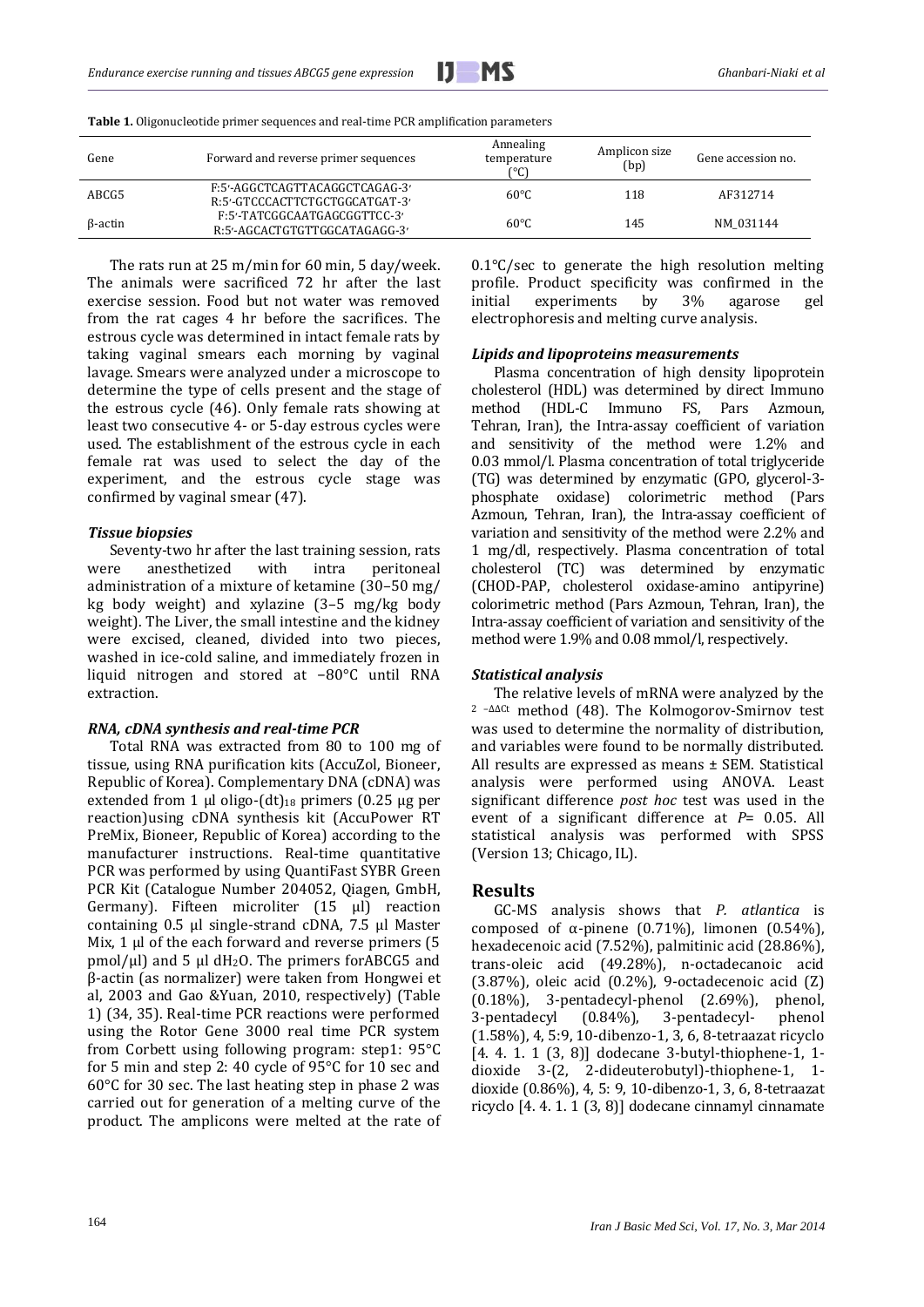**Table 1.** Oligonucleotide primer sequences and real-time PCR amplification parameters

| Gene | Forward and reverse primer sequences | Annealing temperature (°C) | Amplicon size (bp) | Gene accession no. |
|---|---|---|---|---|
| ABCG5 | F:5′-AGGCTCAGTTACAGGCTCAGAG-3′ R:5′-GTCCCACTTCTGCTGGCATGAT-3′ | 60°C | 118 | AF312714 |
| β-actin | F:5′-TATCGGCAATGAGCGGTTCC-3′ R:5′-AGCACTGTGTTGGCATAGAGG-3′ | 60°C | 145 | NM_031144 |

The rats run at 25 m/min for 60 min, 5 day/week. The animals were sacrificed 72 hr after the last exercise session. Food but not water was removed from the rat cages 4 hr before the sacrifices. The estrous cycle was determined in intact female rats by taking vaginal smears each morning by vaginal lavage. Smears were analyzed under a microscope to determine the type of cells present and the stage of the estrous cycle (46). Only female rats showing at least two consecutive 4- or 5-day estrous cycles were used. The establishment of the estrous cycle in each female rat was used to select the day of the experiment, and the estrous cycle stage was confirmed by vaginal smear (47).

### *Tissue biopsies*

Seventy-two hr after the last training session, rats were anesthetized with intra peritoneal administration of a mixture of ketamine (30–50 mg/ kg body weight) and xylazine (3–5 mg/kg body weight). The Liver, the small intestine and the kidney were excised, cleaned, divided into two pieces, washed in ice-cold saline, and immediately frozen in liquid nitrogen and stored at −80°C until RNA extraction.

### *RNA, cDNA synthesis and real-time PCR*

Total RNA was extracted from 80 to 100 mg of tissue, using RNA purification kits (AccuZol, Bioneer, Republic of Korea). Complementary DNA (cDNA) was extended from 1 µl oligo-$(dt)_{18}$ primers (0.25 µg per reaction)using cDNA synthesis kit (AccuPower RT PreMix, Bioneer, Republic of Korea) according to the manufacturer instructions. Real-time quantitative PCR was performed by using QuantiFast SYBR Green PCR Kit (Catalogue Number 204052, Qiagen, GmbH, Germany). Fifteen microliter (15 µl) reaction containing 0.5 µl single-strand cDNA, 7.5 µl Master Mix, 1 µl of the each forward and reverse primers (5 pmol/µl) and 5 µl $dH_2O$. The primers forABCG5 and β-actin (as normalizer) were taken from Hongwei et al, 2003 and Gao &Yuan, 2010, respectively) (Table 1) (34, 35). Real-time PCR reactions were performed using the Rotor Gene 3000 real time PCR system from Corbett using following program: step1: 95°C for 5 min and step 2: 40 cycle of 95°C for 10 sec and 60°C for 30 sec. The last heating step in phase 2 was carried out for generation of a melting curve of the product. The amplicons were melted at the rate of 0.1°C/sec to generate the high resolution melting profile. Product specificity was confirmed in the initial experiments by 3% agarose gel electrophoresis and melting curve analysis.

### *Lipids and lipoproteins measurements*

Plasma concentration of high density lipoprotein cholesterol (HDL) was determined by direct Immuno method (HDL-C Immuno FS, Pars Azmoun, Tehran, Iran), the Intra-assay coefficient of variation and sensitivity of the method were 1.2% and 0.03 mmol/l. Plasma concentration of total triglyceride (TG) was determined by enzymatic (GPO, glycerol-3-phosphate oxidase) colorimetric method (Pars Azmoun, Tehran, Iran), the Intra-assay coefficient of variation and sensitivity of the method were 2.2% and 1 mg/dl, respectively. Plasma concentration of total cholesterol (TC) was determined by enzymatic (CHOD-PAP, cholesterol oxidase-amino antipyrine) colorimetric method (Pars Azmoun, Tehran, Iran), the Intra-assay coefficient of variation and sensitivity of the method were 1.9% and 0.08 mmol/l, respectively.

### *Statistical analysis*

The relative levels of mRNA were analyzed by the $2^{-\Delta\Delta Ct}$ method (48). The Kolmogorov-Smirnov test was used to determine the normality of distribution, and variables were found to be normally distributed. All results are expressed as means ± SEM. Statistical analysis were performed using ANOVA. Least significant difference *post hoc* test was used in the event of a significant difference at *P*= 0.05. All statistical analysis was performed with SPSS (Version 13; Chicago, IL).

## Results

GC-MS analysis shows that *P. atlantica* is composed of α-pinene (0.71%), limonen (0.54%), hexadecenoic acid (7.52%), palmitinic acid (28.86%), trans-oleic acid (49.28%), n-octadecanoic acid (3.87%), oleic acid (0.2%), 9-octadecenoic acid (Z) (0.18%), 3-pentadecyl-phenol (2.69%), phenol, 3-pentadecyl (0.84%), 3-pentadecyl- phenol (1.58%), 4, 5:9, 10-dibenzo-1, 3, 6, 8-tetraazat ricyclo [4. 4. 1. 1 (3, 8)] dodecane 3-butyl-thiophene-1, 1-dioxide 3-(2, 2-dideuterobutyl)-thiophene-1, 1-dioxide (0.86%), 4, 5: 9, 10-dibenzo-1, 3, 6, 8-tetraazat ricyclo [4. 4. 1. 1 (3, 8)] dodecane cinnamyl cinnamate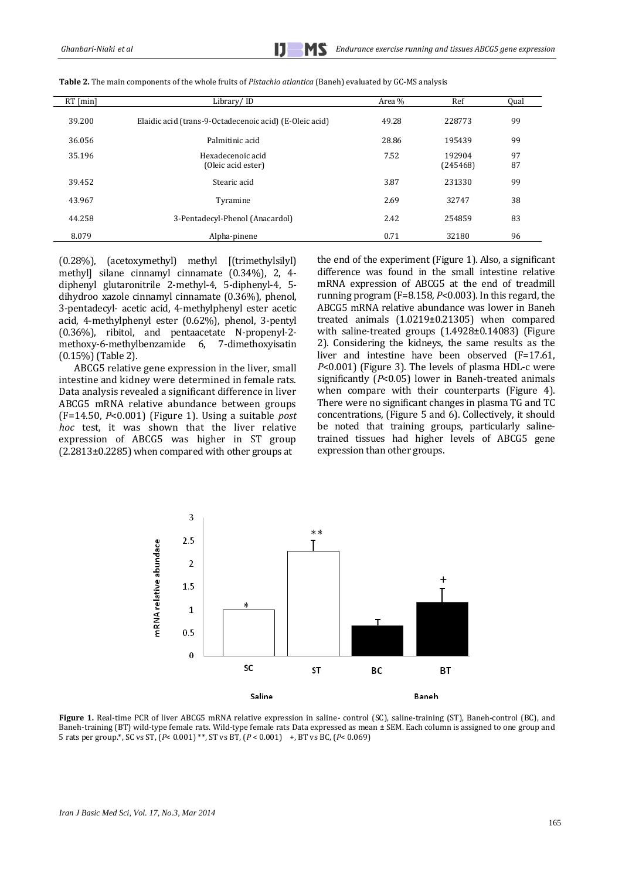**Table 2.** The main components of the whole fruits of *Pistachio atlantica* (Baneh) evaluated by GC-MS analysis

| RT [min] | Library/ ID | Area % | Ref | Qual |
|---|---|---|---|---|
| 39.200 | Elaidic acid (trans-9-Octadecenoic acid) (E-Oleic acid) | 49.28 | 228773 | 99 |
| 36.056 | Palmitinic acid | 28.86 | 195439 | 99 |
| 35.196 | Hexadecenoic acid<br>(Oleic acid ester) | 7.52 | 192904<br>(245468) | 97<br>87 |
| 39.452 | Stearic acid | 3.87 | 231330 | 99 |
| 43.967 | Tyramine | 2.69 | 32747 | 38 |
| 44.258 | 3-Pentadecyl-Phenol (Anacardol) | 2.42 | 254859 | 83 |
| 8.079 | Alpha-pinene | 0.71 | 32180 | 96 |

(0.28%), (acetoxymethyl) methyl [(trimethylsilyl) methyl] silane cinnamyl cinnamate (0.34%), 2, 4-diphenyl glutaronitrile 2-methyl-4, 5-diphenyl-4, 5-dihydroo xazole cinnamyl cinnamate (0.36%), phenol, 3-pentadecyl- acetic acid, 4-methylphenyl ester acetic acid, 4-methylphenyl ester (0.62%), phenol, 3-pentyl (0.36%), ribitol, and pentaacetate N-propenyl-2-methoxy-6-methylbenzamide 6, 7-dimethoxyisatin (0.15%) (Table 2).

ABCG5 relative gene expression in the liver, small intestine and kidney were determined in female rats. Data analysis revealed a significant difference in liver ABCG5 mRNA relative abundance between groups (F=14.50, *P*<0.001) (Figure 1). Using a suitable *post hoc* test, it was shown that the liver relative expression of ABCG5 was higher in ST group (2.2813±0.2285) when compared with other groups at the end of the experiment (Figure 1). Also, a significant difference was found in the small intestine relative mRNA expression of ABCG5 at the end of treadmill running program (F=8.158, *P*<0.003). In this regard, the ABCG5 mRNA relative abundance was lower in Baneh treated animals (1.0219±0.21305) when compared with saline-treated groups (1.4928±0.14083) (Figure 2). Considering the kidneys, the same results as the liver and intestine have been observed (F=17.61, *P*<0.001) (Figure 3). The levels of plasma HDL-c were significantly (*P*<0.05) lower in Baneh-treated animals when compare with their counterparts (Figure 4). There were no significant changes in plasma TG and TC concentrations, (Figure 5 and 6). Collectively, it should be noted that training groups, particularly saline-trained tissues had higher levels of ABCG5 gene expression than other groups.

**Figure 1.** Real-time PCR of liver ABCG5 mRNA relative expression in saline- control (SC), saline-training (ST), Baneh-control (BC), and Baneh-training (BT) wild-type female rats. Wild-type female rats Data expressed as mean ± SEM. Each column is assigned to one group and 5 rats per group.*, SC vs ST, (*P*< 0.001) **, ST vs BT, (*P* < 0.001) +, BT vs BC, (*P*< 0.069)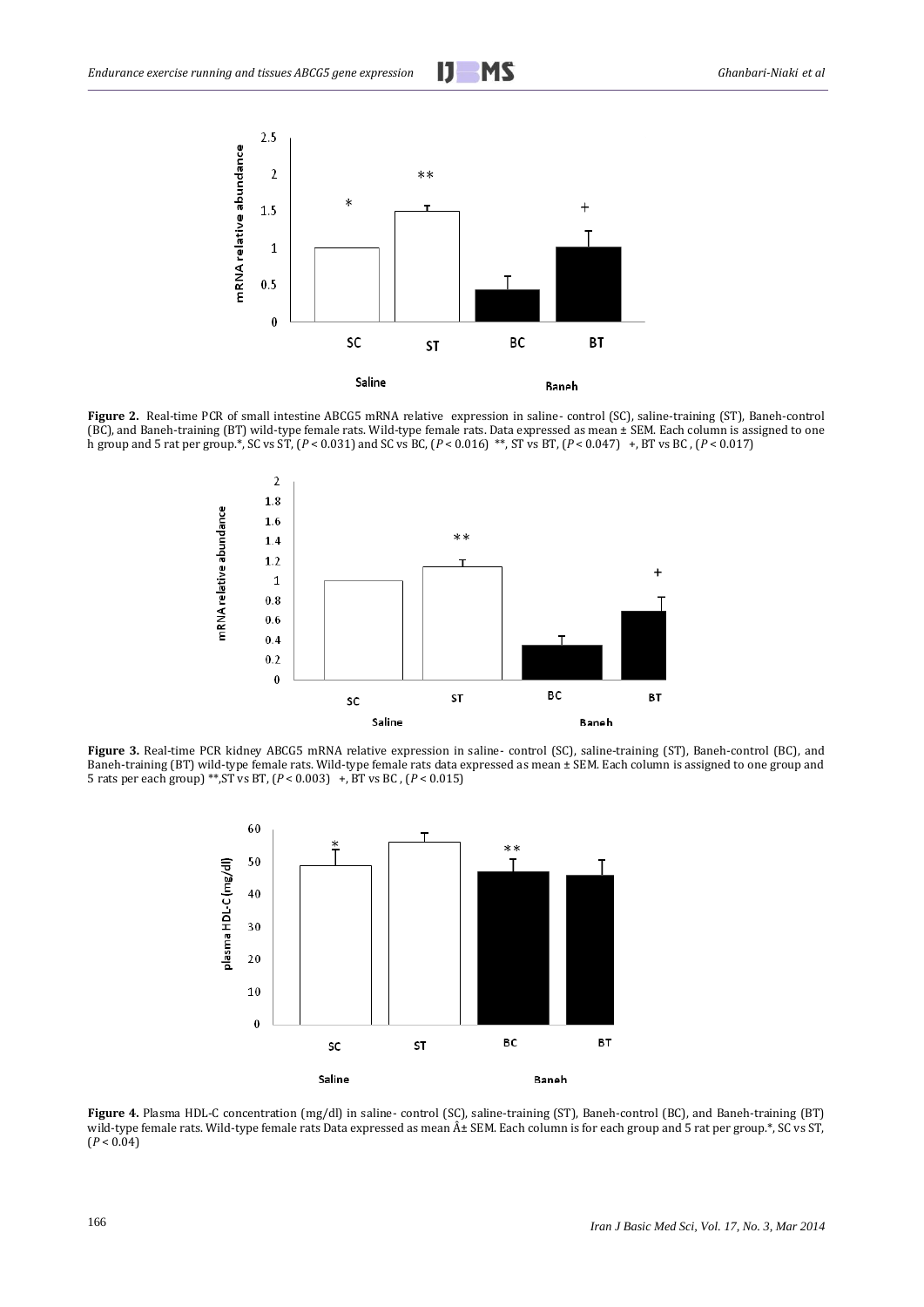**Figure 2.** Real-time PCR of small intestine ABCG5 mRNA relative expression in saline- control (SC), saline-training (ST), Baneh-control (BC), and Baneh-training (BT) wild-type female rats. Wild-type female rats. Data expressed as mean ± SEM. Each column is assigned to one h group and 5 rat per group.*, SC vs ST, ($P < 0.031$) and SC vs BC, ($P < 0.016$) **, ST vs BT, ($P < 0.047$) +, BT vs BC , ($P < 0.017$)

**Figure 3.** Real-time PCR kidney ABCG5 mRNA relative expression in saline- control (SC), saline-training (ST), Baneh-control (BC), and Baneh-training (BT) wild-type female rats. Wild-type female rats data expressed as mean ± SEM. Each column is assigned to one group and 5 rats per each group) **,ST vs BT, ($P < 0.003$) +, BT vs BC , ($P < 0.015$)

**Figure 4.** Plasma HDL-C concentration (mg/dl) in saline- control (SC), saline-training (ST), Baneh-control (BC), and Baneh-training (BT) wild-type female rats. Wild-type female rats Data expressed as mean Â± SEM. Each column is for each group and 5 rat per group.*, SC vs ST, ($P < 0.04$)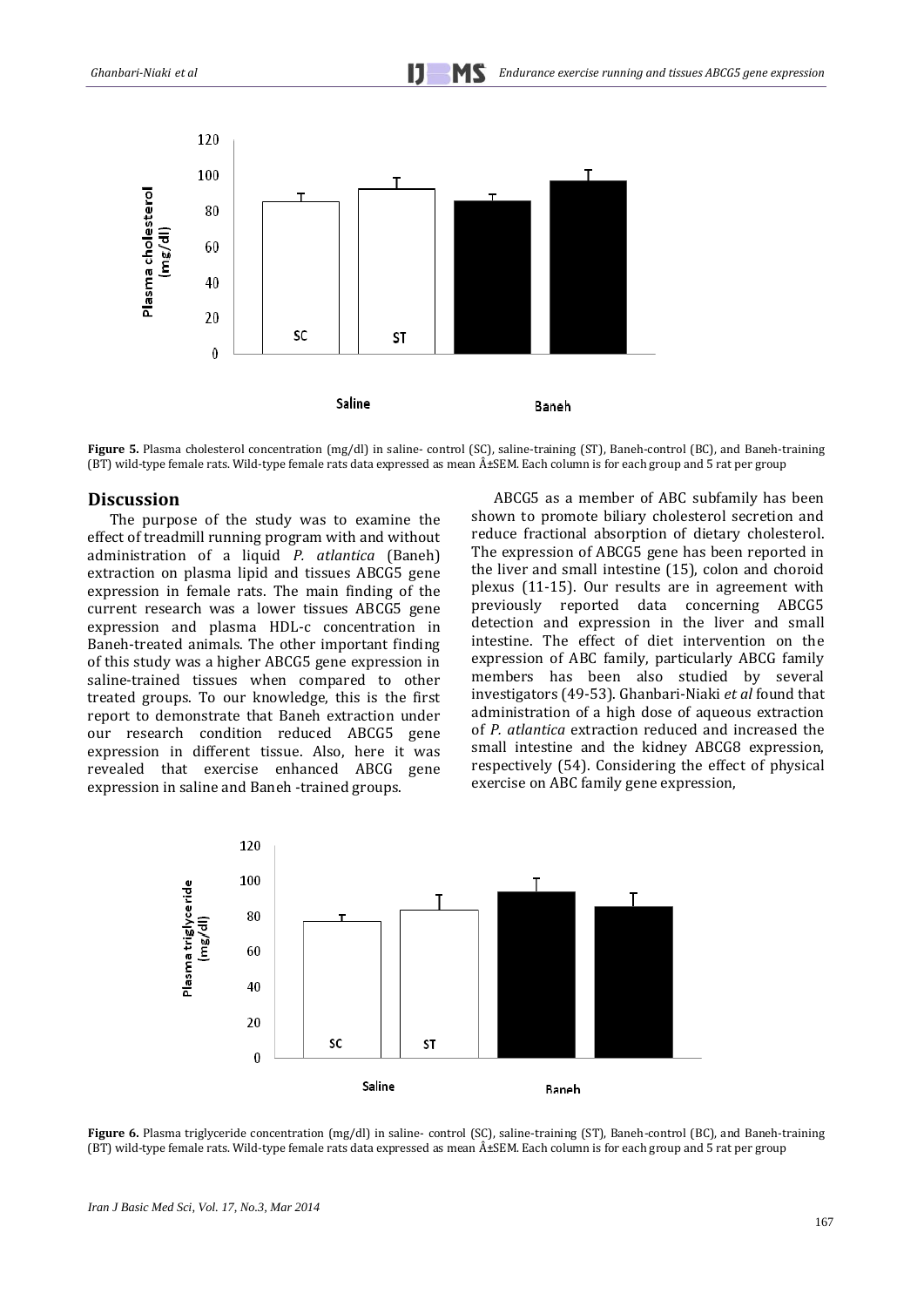Plasma cholesterol (mg/dl)

120

100

80

60

40

20

0

SC ST

Saline Baneh

**Figure 5.** Plasma cholesterol concentration (mg/dl) in saline- control (SC), saline-training (ST), Baneh-control (BC), and Baneh-training (BT) wild-type female rats. Wild-type female rats data expressed as mean Â±SEM. Each column is for each group and 5 rat per group

## Discussion

The purpose of the study was to examine the effect of treadmill running program with and without administration of a liquid *P. atlantica* (Baneh) extraction on plasma lipid and tissues ABCG5 gene expression in female rats. The main finding of the current research was a lower tissues ABCG5 gene expression and plasma HDL-c concentration in Baneh-treated animals. The other important finding of this study was a higher ABCG5 gene expression in saline-trained tissues when compared to other treated groups. To our knowledge, this is the first report to demonstrate that Baneh extraction under our research condition reduced ABCG5 gene expression in different tissue. Also, here it was revealed that exercise enhanced ABCG gene expression in saline and Baneh -trained groups.

ABCG5 as a member of ABC subfamily has been shown to promote biliary cholesterol secretion and reduce fractional absorption of dietary cholesterol. The expression of ABCG5 gene has been reported in the liver and small intestine (15), colon and choroid plexus (11-15). Our results are in agreement with previously reported data concerning ABCG5 detection and expression in the liver and small intestine. The effect of diet intervention on the expression of ABC family, particularly ABCG family members has been also studied by several investigators (49-53). Ghanbari-Niaki *et al* found that administration of a high dose of aqueous extraction of *P. atlantica* extraction reduced and increased the small intestine and the kidney ABCG8 expression, respectively (54). Considering the effect of physical exercise on ABC family gene expression,

Plasma triglyceride (mg/dl)

120

100

80

60

40

20

0

SC ST

Saline Baneh

**Figure 6.** Plasma triglyceride concentration (mg/dl) in saline- control (SC), saline-training (ST), Baneh-control (BC), and Baneh-training (BT) wild-type female rats. Wild-type female rats data expressed as mean Â±SEM. Each column is for each group and 5 rat per group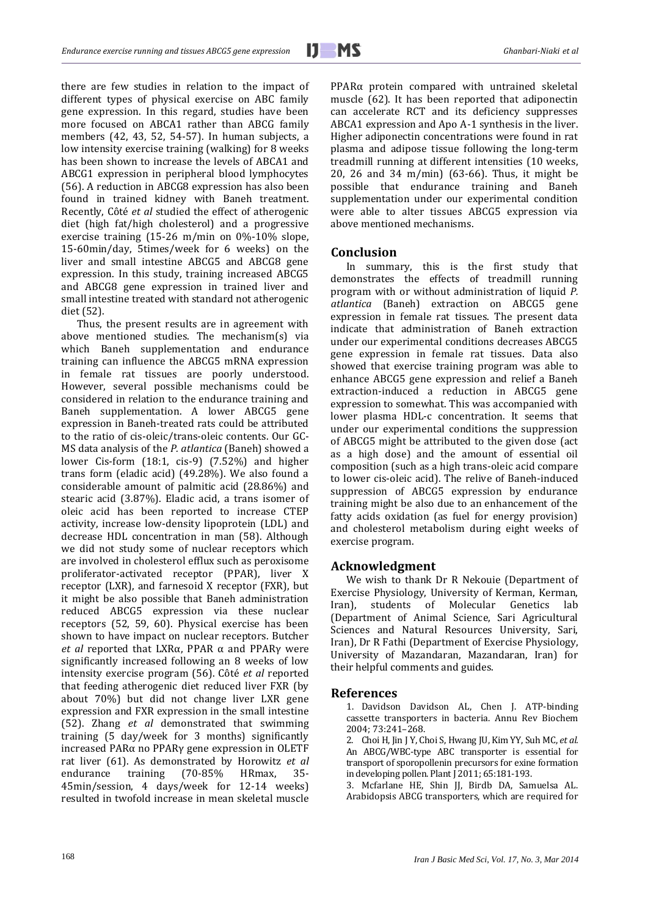there are few studies in relation to the impact of different types of physical exercise on ABC family gene expression. In this regard, studies have been more focused on ABCA1 rather than ABCG family members (42, 43, 52, 54-57). In human subjects, a low intensity exercise training (walking) for 8 weeks has been shown to increase the levels of ABCA1 and ABCG1 expression in peripheral blood lymphocytes (56). A reduction in ABCG8 expression has also been found in trained kidney with Baneh treatment. Recently, Côté *et al* studied the effect of atherogenic diet (high fat/high cholesterol) and a progressive exercise training (15-26 m/min on 0%-10% slope, 15-60min/day, 5times/week for 6 weeks) on the liver and small intestine ABCG5 and ABCG8 gene expression. In this study, training increased ABCG5 and ABCG8 gene expression in trained liver and small intestine treated with standard not atherogenic diet (52).

Thus, the present results are in agreement with above mentioned studies. The mechanism(s) via which Baneh supplementation and endurance training can influence the ABCG5 mRNA expression in female rat tissues are poorly understood. However, several possible mechanisms could be considered in relation to the endurance training and Baneh supplementation. A lower ABCG5 gene expression in Baneh-treated rats could be attributed to the ratio of cis-oleic/trans-oleic contents. Our GC-MS data analysis of the *P. atlantica* (Baneh) showed a lower Cis-form (18:1, cis-9) (7.52%) and higher trans form (eladic acid) (49.28%). We also found a considerable amount of palmitic acid (28.86%) and stearic acid (3.87%). Eladic acid, a trans isomer of oleic acid has been reported to increase CTEP activity, increase low-density lipoprotein (LDL) and decrease HDL concentration in man (58). Although we did not study some of nuclear receptors which are involved in cholesterol efflux such as peroxisome proliferator-activated receptor (PPAR), liver X receptor (LXR), and farnesoid X receptor (FXR), but it might be also possible that Baneh administration reduced ABCG5 expression via these nuclear receptors (52, 59, 60). Physical exercise has been shown to have impact on nuclear receptors. Butcher *et al* reported that LXRα, PPAR α and PPARγ were significantly increased following an 8 weeks of low intensity exercise program (56). Côté *et al* reported that feeding atherogenic diet reduced liver FXR (by about 70%) but did not change liver LXR gene expression and FXR expression in the small intestine (52). Zhang *et al* demonstrated that swimming training (5 day/week for 3 months) significantly increased PARα no PPARγ gene expression in OLETF rat liver (61). As demonstrated by Horowitz *et al* endurance training (70-85% HRmax, 35-45min/session, 4 days/week for 12-14 weeks) resulted in twofold increase in mean skeletal muscle PPARα protein compared with untrained skeletal muscle (62). It has been reported that adiponectin can accelerate RCT and its deficiency suppresses ABCA1 expression and Apo A-1 synthesis in the liver. Higher adiponectin concentrations were found in rat plasma and adipose tissue following the long-term treadmill running at different intensities (10 weeks, 20, 26 and 34 m/min) (63-66). Thus, it might be possible that endurance training and Baneh supplementation under our experimental condition were able to alter tissues ABCG5 expression via above mentioned mechanisms.

## Conclusion

In summary, this is the first study that demonstrates the effects of treadmill running program with or without administration of liquid *P. atlantica* (Baneh) extraction on ABCG5 gene expression in female rat tissues. The present data indicate that administration of Baneh extraction under our experimental conditions decreases ABCG5 gene expression in female rat tissues. Data also showed that exercise training program was able to enhance ABCG5 gene expression and relief a Baneh extraction-induced a reduction in ABCG5 gene expression to somewhat. This was accompanied with lower plasma HDL-c concentration. It seems that under our experimental conditions the suppression of ABCG5 might be attributed to the given dose (act as a high dose) and the amount of essential oil composition (such as a high trans-oleic acid compare to lower cis-oleic acid). The relive of Baneh-induced suppression of ABCG5 expression by endurance training might be also due to an enhancement of the fatty acids oxidation (as fuel for energy provision) and cholesterol metabolism during eight weeks of exercise program.

## Acknowledgment

We wish to thank Dr R Nekouie (Department of Exercise Physiology, University of Kerman, Kerman, Iran), students of Molecular Genetics lab (Department of Animal Science, Sari Agricultural Sciences and Natural Resources University, Sari, Iran), Dr R Fathi (Department of Exercise Physiology, University of Mazandaran, Mazandaran, Iran) for their helpful comments and guides.

## References

1. Davidson Davidson AL, Chen J. ATP-binding cassette transporters in bacteria. Annu Rev Biochem 2004; 73:241–268.
2. Choi H, Jin J Y, Choi S, Hwang JU, Kim YY, Suh MC, *et al.* An ABCG/WBC-type ABC transporter is essential for transport of sporopollenin precursors for exine formation in developing pollen. Plant J 2011; 65:181-193.
3. Mcfarlane HE, Shin JJ, Birdb DA, Samuelsa AL. Arabidopsis ABCG transporters, which are required for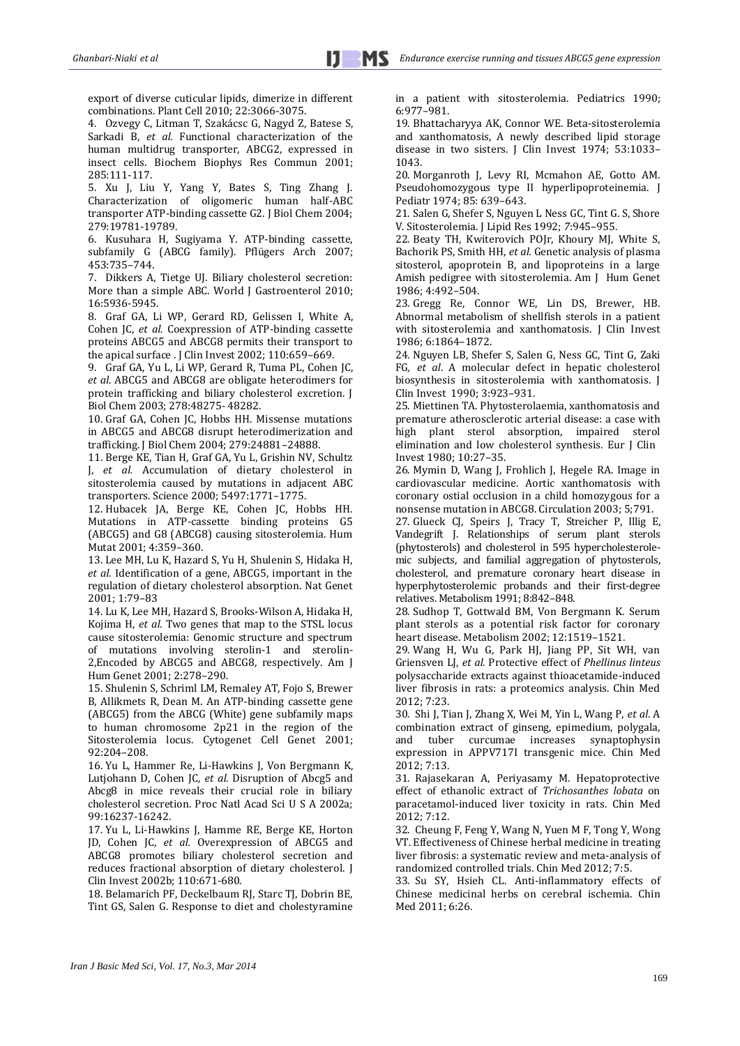export of diverse cuticular lipids, dimerize in different combinations. Plant Cell 2010; 22:3066-3075.

4. Ozvegy C, Litman T, Szakácsc G, Nagyd Z, Batese S, Sarkadi B, *et al.* Functional characterization of the human multidrug transporter, ABCG2, expressed in insect cells. Biochem Biophys Res Commun 2001; 285:111-117.

5. Xu J, Liu Y, Yang Y, Bates S, Ting Zhang J. Characterization of oligomeric human half-ABC transporter ATP-binding cassette G2. J Biol Chem 2004; 279:19781-19789.

6. Kusuhara H, Sugiyama Y. ATP-binding cassette, subfamily G (ABCG family). Pflügers Arch 2007; 453:735–744.

7. Dikkers A, Tietge UJ. Biliary cholesterol secretion: More than a simple ABC. World J Gastroenterol 2010; 16:5936-5945.

8. Graf GA, Li WP, Gerard RD, Gelissen I, White A, Cohen JC, *et al.* Coexpression of ATP-binding cassette proteins ABCG5 and ABCG8 permits their transport to the apical surface . J Clin Invest 2002; 110:659–669.

9. Graf GA, Yu L, Li WP, Gerard R, Tuma PL, Cohen JC, *et al*. ABCG5 and ABCG8 are obligate heterodimers for protein trafficking and biliary cholesterol excretion. J Biol Chem 2003; 278:48275- 48282.

10. Graf GA, Cohen JC, Hobbs HH. Missense mutations in ABCG5 and ABCG8 disrupt heterodimerization and trafficking. J Biol Chem 2004; 279:24881–24888.

11. Berge KE, Tian H, Graf GA, Yu L, Grishin NV, Schultz J, *et al.* Accumulation of dietary cholesterol in sitosterolemia caused by mutations in adjacent ABC transporters. Science 2000; 5497:1771–1775.

12. Hubacek JA, Berge KE, Cohen JC, Hobbs HH. Mutations in ATP-cassette binding proteins G5 (ABCG5) and G8 (ABCG8) causing sitosterolemia. Hum Mutat 2001; 4:359–360.

13. Lee MH, Lu K, Hazard S, Yu H, Shulenin S, Hidaka H, *et al*. Identification of a gene, ABCG5, important in the regulation of dietary cholesterol absorption. Nat Genet 2001; 1:79–83

14. Lu K, Lee MH, Hazard S, Brooks-Wilson A, Hidaka H, Kojima H, *et al.* Two genes that map to the STSL locus cause sitosterolemia: Genomic structure and spectrum of mutations involving sterolin-1 and sterolin-2,Encoded by ABCG5 and ABCG8, respectively. Am J Hum Genet 2001; 2:278–290.

15. Shulenin S, Schriml LM, Remaley AT, Fojo S, Brewer B, Allikmets R, Dean M. An ATP-binding cassette gene (ABCG5) from the ABCG (White) gene subfamily maps to human chromosome 2p21 in the region of the Sitosterolemia locus. Cytogenet Cell Genet 2001; 92:204–208.

16. Yu L, Hammer Re, Li-Hawkins J, Von Bergmann K, Lutjohann D, Cohen JC, *et al.* Disruption of Abcg5 and Abcg8 in mice reveals their crucial role in biliary cholesterol secretion. Proc Natl Acad Sci U S A 2002a; 99:16237-16242.

17. Yu L, Li-Hawkins J, Hamme RE, Berge KE, Horton JD, Cohen JC, *et al.* Overexpression of ABCG5 and ABCG8 promotes biliary cholesterol secretion and reduces fractional absorption of dietary cholesterol. J Clin Invest 2002b; 110:671-680.

18. Belamarich PF, Deckelbaum RJ, Starc TJ, Dobrin BE, Tint GS, Salen G. Response to diet and cholestyramine in a patient with sitosterolemia. Pediatrics 1990; 6:977–981.

19. Bhattacharyya AK, Connor WE. Beta-sitosterolemia and xanthomatosis, A newly described lipid storage disease in two sisters. J Clin Invest 1974; 53:1033–1043.

20. Morganroth J, Levy RI, Mcmahon AE, Gotto AM. Pseudohomozygous type II hyperlipoproteinemia. J Pediatr 1974; 85: 639–643.

21. Salen G, Shefer S, Nguyen L Ness GC, Tint G. S, Shore V. Sitosterolemia. J Lipid Res 1992; 7:945–955.

22. Beaty TH, Kwiterovich POJr, Khoury MJ, White S, Bachorik PS, Smith HH, *et al.* Genetic analysis of plasma sitosterol, apoprotein B, and lipoproteins in a large Amish pedigree with sitosterolemia. Am J Hum Genet 1986; 4:492–504.

23. Gregg Re, Connor WE, Lin DS, Brewer, HB. Abnormal metabolism of shellfish sterols in a patient with sitosterolemia and xanthomatosis. J Clin Invest 1986; 6:1864–1872.

24. Nguyen LB, Shefer S, Salen G, Ness GC, Tint G, Zaki FG, *et al*. A molecular defect in hepatic cholesterol biosynthesis in sitosterolemia with xanthomatosis. J Clin Invest 1990; 3:923–931.

25. Miettinen TA. Phytosterolaemia, xanthomatosis and premature atherosclerotic arterial disease: a case with high plant sterol absorption, impaired sterol elimination and low cholesterol synthesis. Eur J Clin Invest 1980; 10:27–35.

26. Mymin D, Wang J, Frohlich J, Hegele RA. Image in cardiovascular medicine. Aortic xanthomatosis with coronary ostial occlusion in a child homozygous for a nonsense mutation in ABCG8. Circulation 2003; 5;791.

27. Glueck CJ, Speirs J, Tracy T, Streicher P, Illig E, Vandegrift J. Relationships of serum plant sterols (phytosterols) and cholesterol in 595 hypercholesterolemic subjects, and familial aggregation of phytosterols, cholesterol, and premature coronary heart disease in hyperphytosterolemic probands and their first-degree relatives. Metabolism 1991; 8:842–848.

28. Sudhop T, Gottwald BM, Von Bergmann K. Serum plant sterols as a potential risk factor for coronary heart disease. Metabolism 2002; 12:1519–1521.

29. Wang H, Wu G, Park HJ, Jiang PP, Sit WH, van Griensven LJ, *et al.* Protective effect of *Phellinus linteus* polysaccharide extracts against thioacetamide-induced liver fibrosis in rats: a proteomics analysis. Chin Med 2012; 7:23.

30. Shi J, Tian J, Zhang X, Wei M, Yin L, Wang P, *et al*. A combination extract of ginseng, epimedium, polygala, and tuber curcumae increases synaptophysin expression in APPV717I transgenic mice. Chin Med 2012; 7:13.

31. Rajasekaran A, Periyasamy M. Hepatoprotective effect of ethanolic extract of *Trichosanthes lobata* on paracetamol-induced liver toxicity in rats. Chin Med 2012; 7:12.

32. Cheung F, Feng Y, Wang N, Yuen M F, Tong Y, Wong VT. Effectiveness of Chinese herbal medicine in treating liver fibrosis: a systematic review and meta-analysis of randomized controlled trials. Chin Med 2012; 7:5.

33. Su SY, Hsieh CL. Anti-inflammatory effects of Chinese medicinal herbs on cerebral ischemia. Chin Med 2011; 6:26.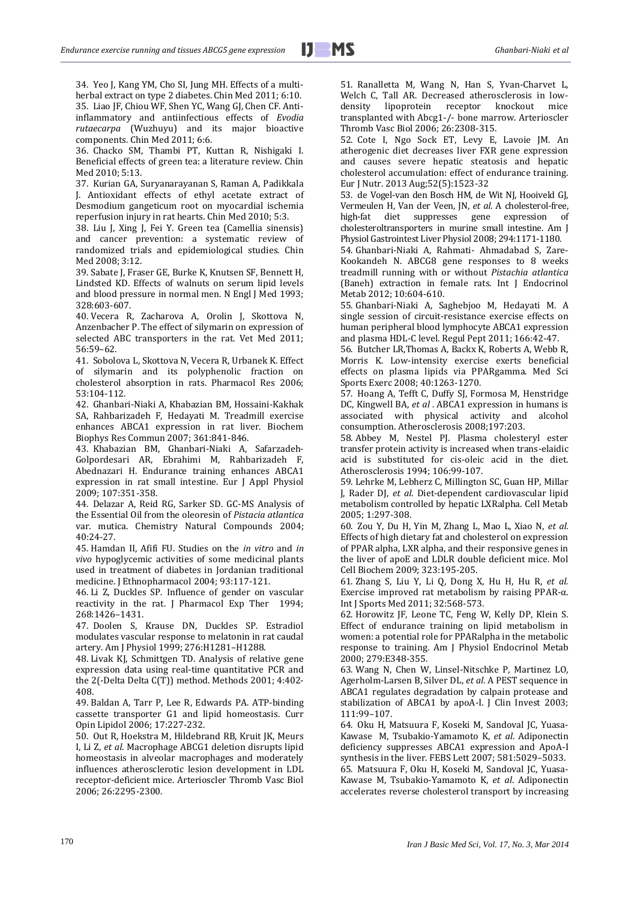34. Yeo J, Kang YM, Cho SI, Jung MH. Effects of a multi-herbal extract on type 2 diabetes. Chin Med 2011; 6:10.

35. Liao JF, Chiou WF, Shen YC, Wang GJ, Chen CF. Anti-inflammatory and antiinfectious effects of *Evodia rutaecarpa* (Wuzhuyu) and its major bioactive components. Chin Med 2011; 6:6.

36. Chacko SM, Thambi PT, Kuttan R, Nishigaki I. Beneficial effects of green tea: a literature review. Chin Med 2010; 5:13.

37. Kurian GA, Suryanarayanan S, Raman A, Padikkala J. Antioxidant effects of ethyl acetate extract of Desmodium gangeticum root on myocardial ischemia reperfusion injury in rat hearts. Chin Med 2010; 5:3.

38. Liu J, Xing J, Fei Y. Green tea (Camellia sinensis) and cancer prevention: a systematic review of randomized trials and epidemiological studies. Chin Med 2008; 3:12.

39. Sabate J, Fraser GE, Burke K, Knutsen SF, Bennett H, Lindsted KD. Effects of walnuts on serum lipid levels and blood pressure in normal men. N Engl J Med 1993; 328:603-607.

40. Vecera R, Zacharova A, Orolin J, Skottova N, Anzenbacher P. The effect of silymarin on expression of selected ABC transporters in the rat. Vet Med 2011; 56:59–62.

41. Sobolova L, Skottova N, Vecera R, Urbanek K. Effect of silymarin and its polyphenolic fraction on cholesterol absorption in rats. Pharmacol Res 2006; 53:104-112.

42. Ghanbari-Niaki A, Khabazian BM, Hossaini-Kakhak SA, Rahbarizadeh F, Hedayati M. Treadmill exercise enhances ABCA1 expression in rat liver. Biochem Biophys Res Commun 2007; 361:841-846.

43. Khabazian BM, Ghanbari-Niaki A, Safarzadeh-Golpordesari AR, Ebrahimi M, Rahbarizadeh F, Abednazari H. Endurance training enhances ABCA1 expression in rat small intestine. Eur J Appl Physiol 2009; 107:351-358.

44. Delazar A, Reid RG, Sarker SD. GC-MS Analysis of the Essential Oil from the oleoresin of *Pistacia atlantica* var. mutica. Chemistry Natural Compounds 2004; 40:24-27.

45. Hamdan II, Afifi FU. Studies on the *in vitro* and *in vivo* hypoglycemic activities of some medicinal plants used in treatment of diabetes in Jordanian traditional medicine. J Ethnopharmacol 2004; 93:117-121.

46. Li Z, Duckles SP. Influence of gender on vascular reactivity in the rat. J Pharmacol Exp Ther 1994; 268:1426–1431.

47. Doolen S, Krause DN, Duckles SP. Estradiol modulates vascular response to melatonin in rat caudal artery. Am J Physiol 1999; 276:H1281–H1288.

48. Livak KJ, Schmittgen TD. Analysis of relative gene expression data using real-time quantitative PCR and the 2(-Delta Delta C(T)) method. Methods 2001; 4:402-408.

49. Baldan A, Tarr P, Lee R, Edwards PA. ATP-binding cassette transporter G1 and lipid homeostasis. Curr Opin Lipidol 2006; 17:227-232.

50. Out R, Hoekstra M, Hildebrand RB, Kruit JK, Meurs I, Li Z, *et al*. Macrophage ABCG1 deletion disrupts lipid homeostasis in alveolar macrophages and moderately influences atherosclerotic lesion development in LDL receptor-deficient mice. Arterioscler Thromb Vasc Biol 2006; 26:2295-2300.

51. Ranalletta M, Wang N, Han S, Yvan-Charvet L, Welch C, Tall AR. Decreased atherosclerosis in low-density lipoprotein receptor knockout mice transplanted with Abcg1-/- bone marrow. Arterioscler Thromb Vasc Biol 2006; 26:2308-315.

52. Cote I, Ngo Sock ET, Levy E, Lavoie JM. An atherogenic diet decreases liver FXR gene expression and causes severe hepatic steatosis and hepatic cholesterol accumulation: effect of endurance training. Eur J Nutr. 2013 Aug;52(5):1523-32

53. de Vogel-van den Bosch HM, de Wit NJ, Hooiveld GJ, Vermeulen H, Van der Veen, JN, *et al*. A cholesterol-free, high-fat diet suppresses gene expression of cholesteroltransporters in murine small intestine. Am J Physiol Gastrointest Liver Physiol 2008; 294:1171-1180.

54. Ghanbari-Niaki A, Rahmati- Ahmadabad S, Zare-Kookandeh N. ABCG8 gene responses to 8 weeks treadmill running with or without *Pistachia atlantica* (Baneh) extraction in female rats. Int J Endocrinol Metab 2012; 10:604-610.

55. Ghanbari-Niaki A, Saghebjoo M, Hedayati M. A single session of circuit-resistance exercise effects on human peripheral blood lymphocyte ABCA1 expression and plasma HDL-C level. Regul Pept 2011; 166:42-47.

56. Butcher LR,Thomas A, Backx K, Roberts A, Webb R, Morris K. Low-intensity exercise exerts beneficial effects on plasma lipids via PPARgamma. Med Sci Sports Exerc 2008; 40:1263-1270.

57. Hoang A, Tefft C, Duffy SJ, Formosa M, Henstridge DC, Kingwell BA, *et al* . ABCA1 expression in humans is associated with physical activity and alcohol consumption. Atherosclerosis 2008;197:203.

58. Abbey M, Nestel PJ. Plasma cholesteryl ester transfer protein activity is increased when trans-elaidic acid is substituted for cis-oleic acid in the diet. Atherosclerosis 1994; 106:99-107.

59. Lehrke M, Lebherz C, Millington SC, Guan HP, Millar J, Rader DJ, *et al*. Diet-dependent cardiovascular lipid metabolism controlled by hepatic LXRalpha. Cell Metab 2005; 1:297-308.

60. Zou Y, Du H, Yin M, Zhang L, Mao L, Xiao N, *et al.* Effects of high dietary fat and cholesterol on expression of PPAR alpha, LXR alpha, and their responsive genes in the liver of apoE and LDLR double deficient mice. Mol Cell Biochem 2009; 323:195-205.

61. Zhang S, Liu Y, Li Q, Dong X, Hu H, Hu R, *et al.* Exercise improved rat metabolism by raising PPAR-α. Int J Sports Med 2011; 32:568-573.

62. Horowitz JF, Leone TC, Feng W, Kelly DP, Klein S. Effect of endurance training on lipid metabolism in women: a potential role for PPARalpha in the metabolic response to training. Am J Physiol Endocrinol Metab 2000; 279:E348-355.

63. Wang N, Chen W, Linsel-Nitschke P, Martinez LO, Agerholm-Larsen B, Silver DL, *et al*. A PEST sequence in ABCA1 regulates degradation by calpain protease and stabilization of ABCA1 by apoA-I. J Clin Invest 2003; 111:99–107.

64. Oku H, Matsuura F, Koseki M, Sandoval JC, Yuasa-Kawase M, Tsubakio-Yamamoto K, *et al*. Adiponectin deficiency suppresses ABCA1 expression and ApoA-I synthesis in the liver. FEBS Lett 2007; 581:5029–5033.

65. Matsuura F, Oku H, Koseki M, Sandoval JC, Yuasa-Kawase M, Tsubakio-Yamamoto K, *et al*. Adiponectin accelerates reverse cholesterol transport by increasing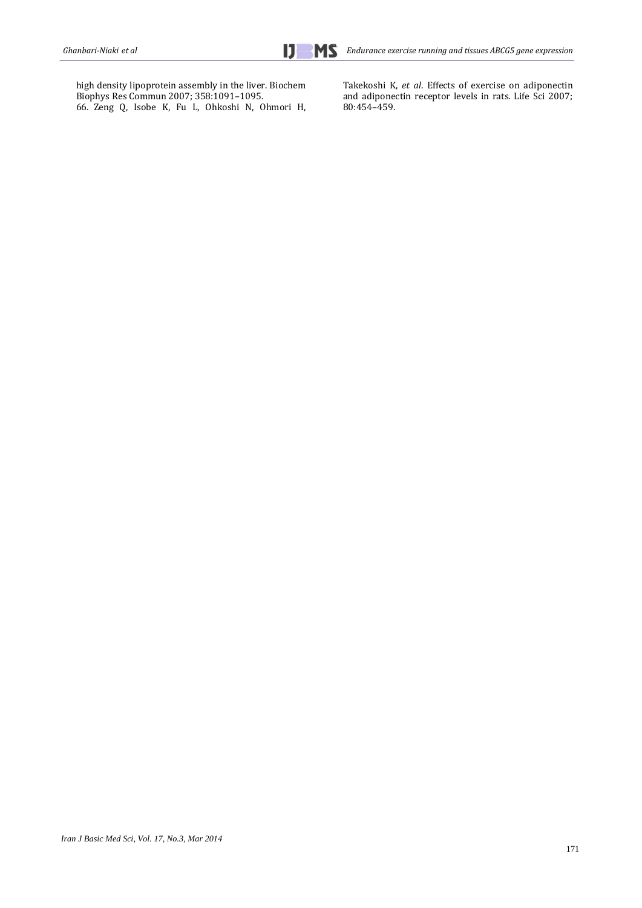high density lipoprotein assembly in the liver. Biochem Biophys Res Commun 2007; 358:1091–1095.

66. Zeng Q, Isobe K, Fu L, Ohkoshi N, Ohmori H, Takekoshi K, *et al*. Effects of exercise on adiponectin and adiponectin receptor levels in rats. Life Sci 2007; 80:454–459.